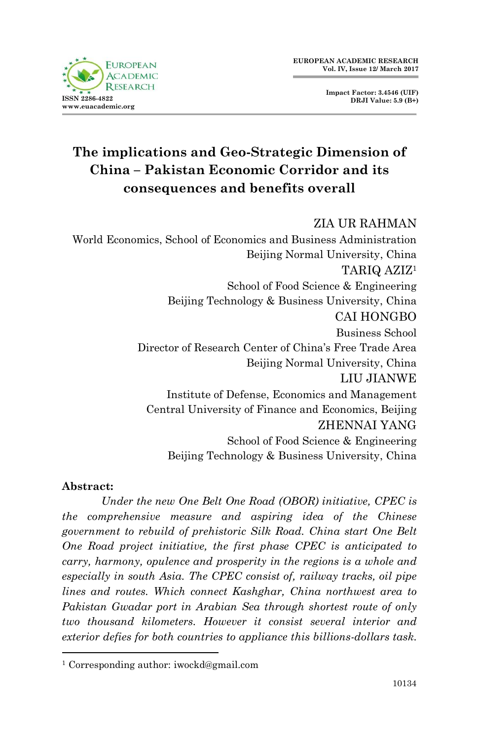# The implications and Geo-Strategic Dimension of China – Pakistan Economic Corridor and its consequences and benefits overall

ZIA UR RAHMAN
World Economics, School of Economics and Business Administration
Beijing Normal University, China

TARIQ AZIZ[1]
School of Food Science & Engineering
Beijing Technology & Business University, China

CAI HONGBO
Business School
Director of Research Center of China's Free Trade Area
Beijing Normal University, China

LIU JIANWE
Institute of Defense, Economics and Management
Central University of Finance and Economics, Beijing

ZHENNAI YANG
School of Food Science & Engineering
Beijing Technology & Business University, China

**Abstract:**

*Under the new One Belt One Road (OBOR) initiative, CPEC is the comprehensive measure and aspiring idea of the Chinese government to rebuild of prehistoric Silk Road. China start One Belt One Road project initiative, the first phase CPEC is anticipated to carry, harmony, opulence and prosperity in the regions is a whole and especially in south Asia. The CPEC consist of, railway tracks, oil pipe lines and routes. Which connect Kashghar, China northwest area to Pakistan Gwadar port in Arabian Sea through shortest route of only two thousand kilometers. However it consist several interior and exterior defies for both countries to appliance this billions-dollars task.*

[1] Corresponding author: iwockd@gmail.com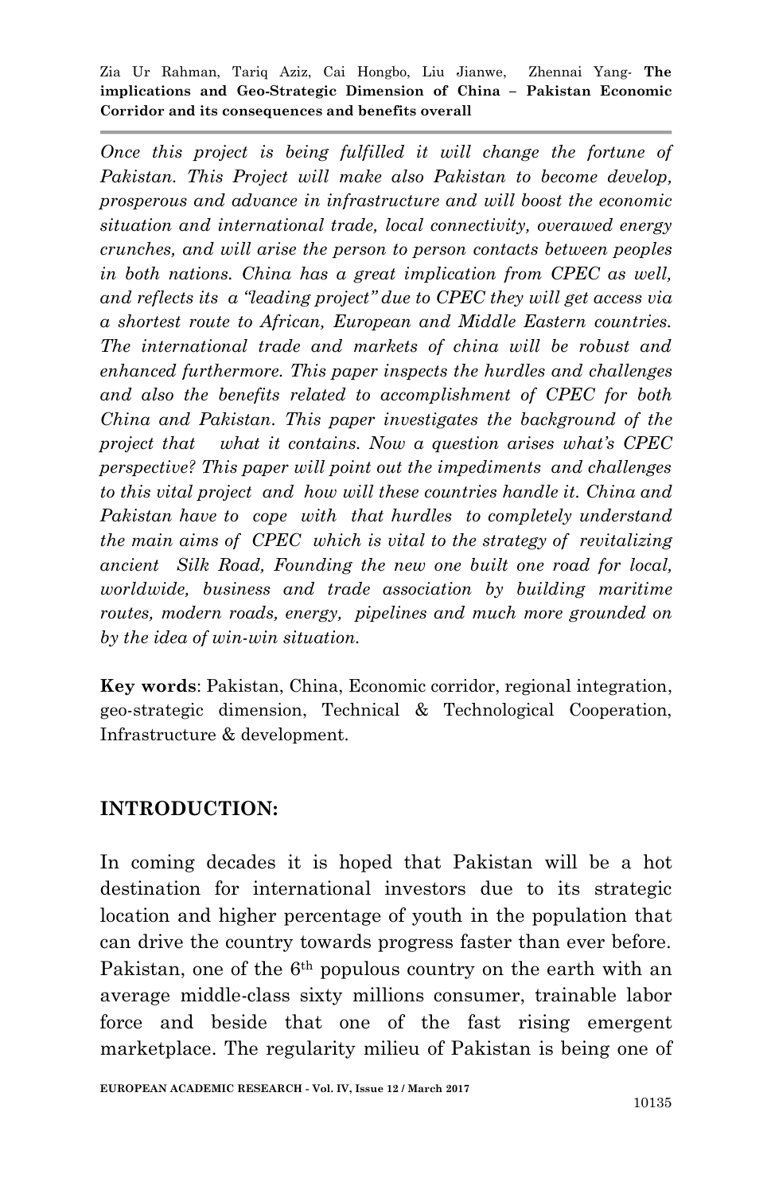*Once this project is being fulfilled it will change the fortune of Pakistan. This Project will make also Pakistan to become develop, prosperous and advance in infrastructure and will boost the economic situation and international trade, local connectivity, overawed energy crunches, and will arise the person to person contacts between peoples in both nations. China has a great implication from CPEC as well, and reflects its a "leading project" due to CPEC they will get access via a shortest route to African, European and Middle Eastern countries. The international trade and markets of china will be robust and enhanced furthermore. This paper inspects the hurdles and challenges and also the benefits related to accomplishment of CPEC for both China and Pakistan. This paper investigates the background of the project that what it contains. Now a question arises what's CPEC perspective? This paper will point out the impediments and challenges to this vital project and how will these countries handle it. China and Pakistan have to cope with that hurdles to completely understand the main aims of CPEC which is vital to the strategy of revitalizing ancient Silk Road, Founding the new one built one road for local, worldwide, business and trade association by building maritime routes, modern roads, energy, pipelines and much more grounded on by the idea of win-win situation.*

**Key words**: Pakistan, China, Economic corridor, regional integration, geo-strategic dimension, Technical & Technological Cooperation, Infrastructure & development.

## INTRODUCTION:

In coming decades it is hoped that Pakistan will be a hot destination for international investors due to its strategic location and higher percentage of youth in the population that can drive the country towards progress faster than ever before. Pakistan, one of the 6th populous country on the earth with an average middle-class sixty millions consumer, trainable labor force and beside that one of the fast rising emergent marketplace. The regularity milieu of Pakistan is being one of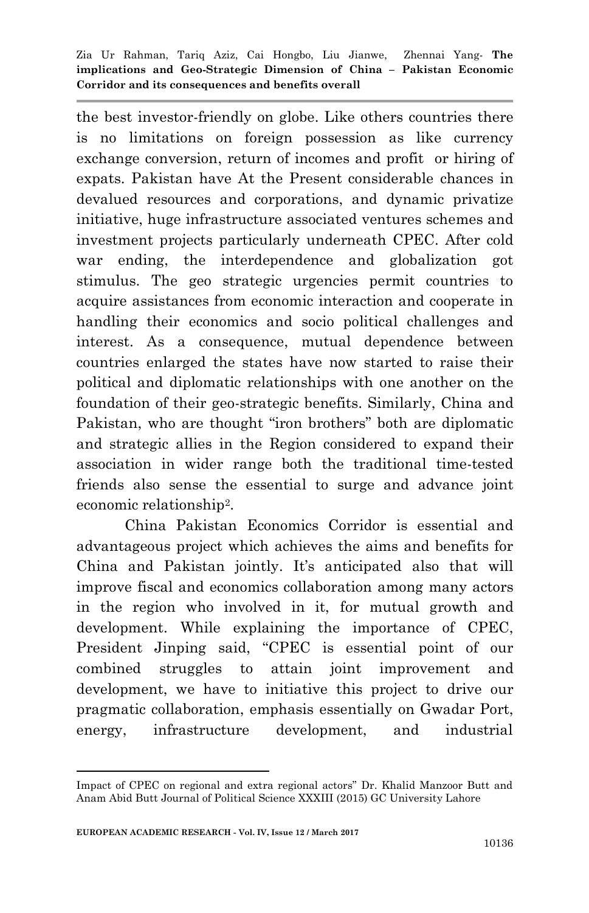the best investor-friendly on globe. Like others countries there is no limitations on foreign possession as like currency exchange conversion, return of incomes and profit or hiring of expats. Pakistan have At the Present considerable chances in devalued resources and corporations, and dynamic privatize initiative, huge infrastructure associated ventures schemes and investment projects particularly underneath CPEC. After cold war ending, the interdependence and globalization got stimulus. The geo strategic urgencies permit countries to acquire assistances from economic interaction and cooperate in handling their economics and socio political challenges and interest. As a consequence, mutual dependence between countries enlarged the states have now started to raise their political and diplomatic relationships with one another on the foundation of their geo-strategic benefits. Similarly, China and Pakistan, who are thought "iron brothers" both are diplomatic and strategic allies in the Region considered to expand their association in wider range both the traditional time-tested friends also sense the essential to surge and advance joint economic relationship[2].

China Pakistan Economics Corridor is essential and advantageous project which achieves the aims and benefits for China and Pakistan jointly. It's anticipated also that will improve fiscal and economics collaboration among many actors in the region who involved in it, for mutual growth and development. While explaining the importance of CPEC, President Jinping said, "CPEC is essential point of our combined struggles to attain joint improvement and development, we have to initiative this project to drive our pragmatic collaboration, emphasis essentially on Gwadar Port, energy, infrastructure development, and industrial

Impact of CPEC on regional and extra regional actors" Dr. Khalid Manzoor Butt and Anam Abid Butt Journal of Political Science XXXIII (2015) GC University Lahore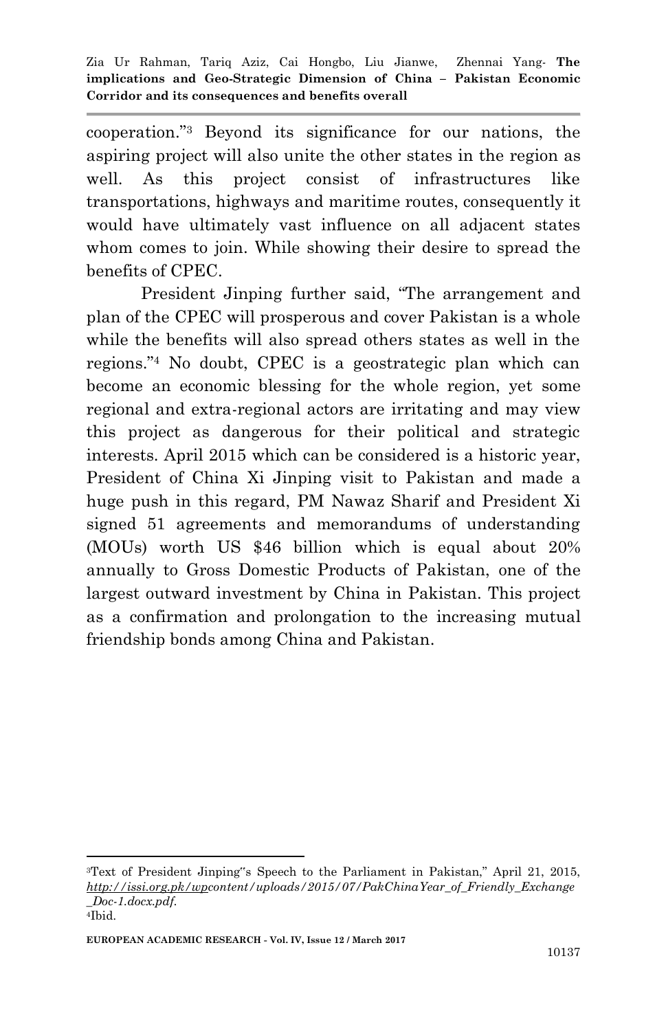cooperation."[3] Beyond its significance for our nations, the aspiring project will also unite the other states in the region as well. As this project consist of infrastructures like transportations, highways and maritime routes, consequently it would have ultimately vast influence on all adjacent states whom comes to join. While showing their desire to spread the benefits of CPEC.

President Jinping further said, "The arrangement and plan of the CPEC will prosperous and cover Pakistan is a whole while the benefits will also spread others states as well in the regions."[4] No doubt, CPEC is a geostrategic plan which can become an economic blessing for the whole region, yet some regional and extra-regional actors are irritating and may view this project as dangerous for their political and strategic interests. April 2015 which can be considered is a historic year, President of China Xi Jinping visit to Pakistan and made a huge push in this regard, PM Nawaz Sharif and President Xi signed 51 agreements and memorandums of understanding (MOUs) worth US $46 billion which is equal about 20% annually to Gross Domestic Products of Pakistan, one of the largest outward investment by China in Pakistan. This project as a confirmation and prolongation to the increasing mutual friendship bonds among China and Pakistan.

---

[3]Text of President Jinping"s Speech to the Parliament in Pakistan," April 21, 2015, *http://issi.org.pk/wpcontent/uploads/2015/07/PakChinaYear_of_Friendly_Exchange_Doc-1.docx.pdf*.

[4]Ibid.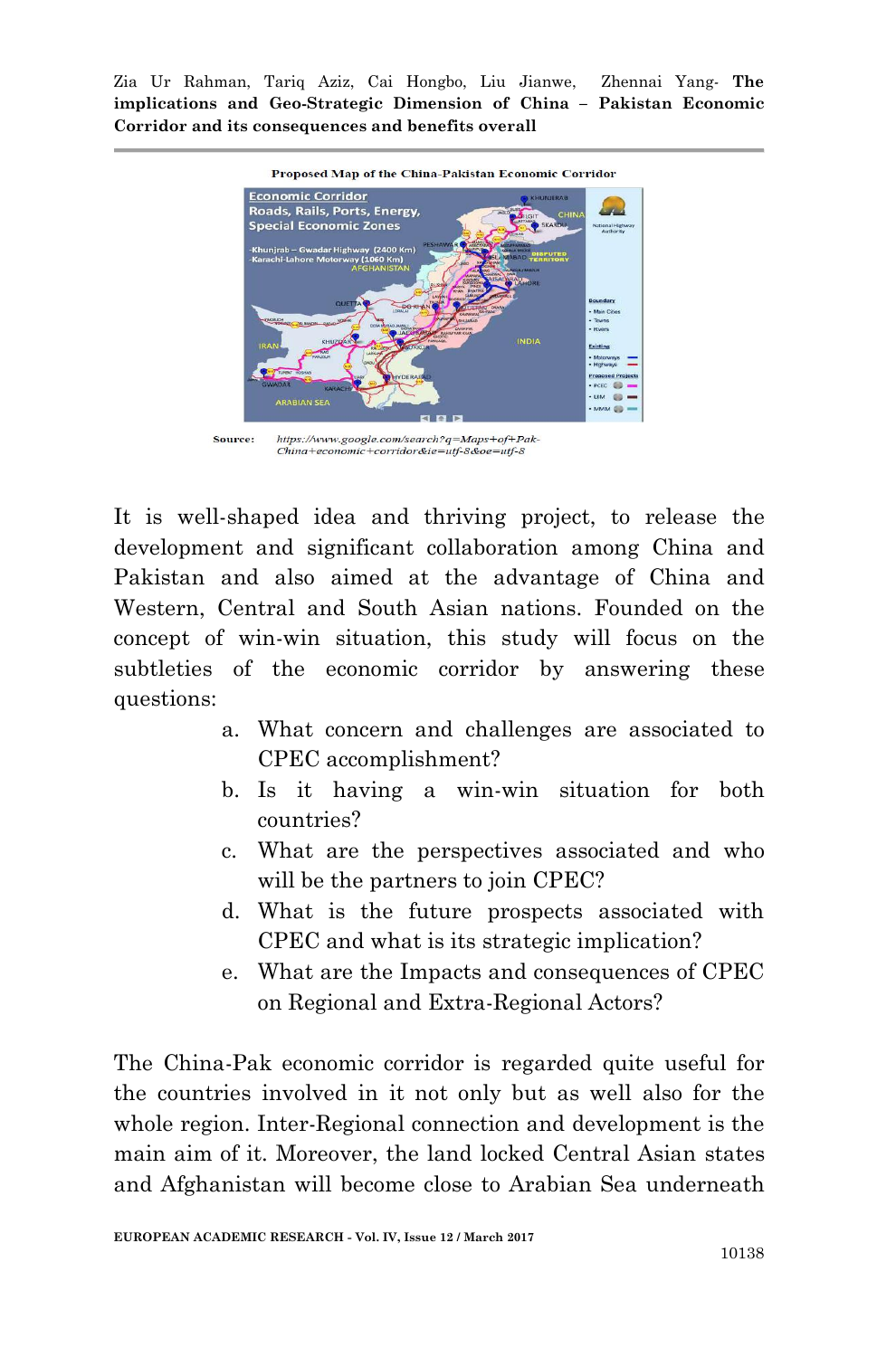Proposed Map of the China-Pakistan Economic Corridor

Source: *https://www.google.com/search?q=Maps+of+Pak-China+economic+corridor&ie=utf-8&oe=utf-8*

It is well-shaped idea and thriving project, to release the development and significant collaboration among China and Pakistan and also aimed at the advantage of China and Western, Central and South Asian nations. Founded on the concept of win-win situation, this study will focus on the subtleties of the economic corridor by answering these questions:

a. What concern and challenges are associated to CPEC accomplishment?
b. Is it having a win-win situation for both countries?
c. What are the perspectives associated and who will be the partners to join CPEC?
d. What is the future prospects associated with CPEC and what is its strategic implication?
e. What are the Impacts and consequences of CPEC on Regional and Extra-Regional Actors?

The China-Pak economic corridor is regarded quite useful for the countries involved in it not only but as well also for the whole region. Inter-Regional connection and development is the main aim of it. Moreover, the land locked Central Asian states and Afghanistan will become close to Arabian Sea underneath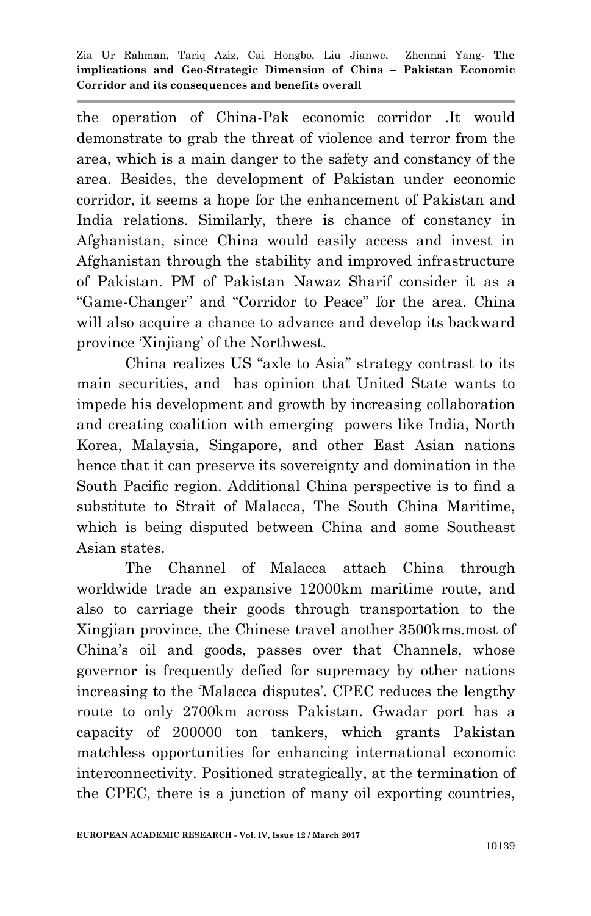the operation of China-Pak economic corridor .It would demonstrate to grab the threat of violence and terror from the area, which is a main danger to the safety and constancy of the area. Besides, the development of Pakistan under economic corridor, it seems a hope for the enhancement of Pakistan and India relations. Similarly, there is chance of constancy in Afghanistan, since China would easily access and invest in Afghanistan through the stability and improved infrastructure of Pakistan. PM of Pakistan Nawaz Sharif consider it as a "Game-Changer" and "Corridor to Peace" for the area. China will also acquire a chance to advance and develop its backward province 'Xinjiang' of the Northwest.

China realizes US "axle to Asia" strategy contrast to its main securities, and has opinion that United State wants to impede his development and growth by increasing collaboration and creating coalition with emerging powers like India, North Korea, Malaysia, Singapore, and other East Asian nations hence that it can preserve its sovereignty and domination in the South Pacific region. Additional China perspective is to find a substitute to Strait of Malacca, The South China Maritime, which is being disputed between China and some Southeast Asian states.

The Channel of Malacca attach China through worldwide trade an expansive 12000km maritime route, and also to carriage their goods through transportation to the Xingjian province, the Chinese travel another 3500kms.most of China's oil and goods, passes over that Channels, whose governor is frequently defied for supremacy by other nations increasing to the 'Malacca disputes'. CPEC reduces the lengthy route to only 2700km across Pakistan. Gwadar port has a capacity of 200000 ton tankers, which grants Pakistan matchless opportunities for enhancing international economic interconnectivity. Positioned strategically, at the termination of the CPEC, there is a junction of many oil exporting countries,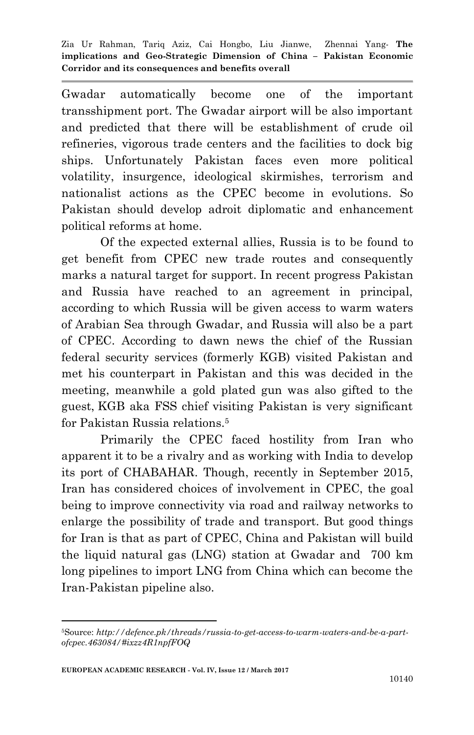Gwadar automatically become one of the important transshipment port. The Gwadar airport will be also important and predicted that there will be establishment of crude oil refineries, vigorous trade centers and the facilities to dock big ships. Unfortunately Pakistan faces even more political volatility, insurgence, ideological skirmishes, terrorism and nationalist actions as the CPEC become in evolutions. So Pakistan should develop adroit diplomatic and enhancement political reforms at home.

Of the expected external allies, Russia is to be found to get benefit from CPEC new trade routes and consequently marks a natural target for support. In recent progress Pakistan and Russia have reached to an agreement in principal, according to which Russia will be given access to warm waters of Arabian Sea through Gwadar, and Russia will also be a part of CPEC. According to dawn news the chief of the Russian federal security services (formerly KGB) visited Pakistan and met his counterpart in Pakistan and this was decided in the meeting, meanwhile a gold plated gun was also gifted to the guest, KGB aka FSS chief visiting Pakistan is very significant for Pakistan Russia relations.[5]

Primarily the CPEC faced hostility from Iran who apparent it to be a rivalry and as working with India to develop its port of CHABAHAR. Though, recently in September 2015, Iran has considered choices of involvement in CPEC, the goal being to improve connectivity via road and railway networks to enlarge the possibility of trade and transport. But good things for Iran is that as part of CPEC, China and Pakistan will build the liquid natural gas (LNG) station at Gwadar and 700 km long pipelines to import LNG from China which can become the Iran-Pakistan pipeline also.

---

[5]Source: *http://defence.pk/threads/russia-to-get-access-to-warm-waters-and-be-a-part-ofcpec.463084/#ixzz4R1npfFOQ*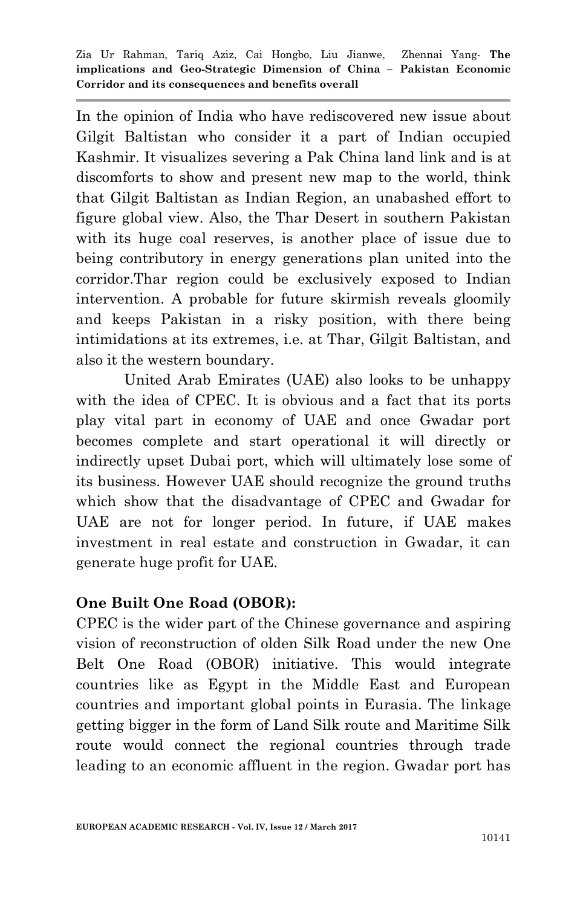In the opinion of India who have rediscovered new issue about Gilgit Baltistan who consider it a part of Indian occupied Kashmir. It visualizes severing a Pak China land link and is at discomforts to show and present new map to the world, think that Gilgit Baltistan as Indian Region, an unabashed effort to figure global view. Also, the Thar Desert in southern Pakistan with its huge coal reserves, is another place of issue due to being contributory in energy generations plan united into the corridor.Thar region could be exclusively exposed to Indian intervention. A probable for future skirmish reveals gloomily and keeps Pakistan in a risky position, with there being intimidations at its extremes, i.e. at Thar, Gilgit Baltistan, and also it the western boundary.

United Arab Emirates (UAE) also looks to be unhappy with the idea of CPEC. It is obvious and a fact that its ports play vital part in economy of UAE and once Gwadar port becomes complete and start operational it will directly or indirectly upset Dubai port, which will ultimately lose some of its business. However UAE should recognize the ground truths which show that the disadvantage of CPEC and Gwadar for UAE are not for longer period. In future, if UAE makes investment in real estate and construction in Gwadar, it can generate huge profit for UAE.

**One Built One Road (OBOR):**

CPEC is the wider part of the Chinese governance and aspiring vision of reconstruction of olden Silk Road under the new One Belt One Road (OBOR) initiative. This would integrate countries like as Egypt in the Middle East and European countries and important global points in Eurasia. The linkage getting bigger in the form of Land Silk route and Maritime Silk route would connect the regional countries through trade leading to an economic affluent in the region. Gwadar port has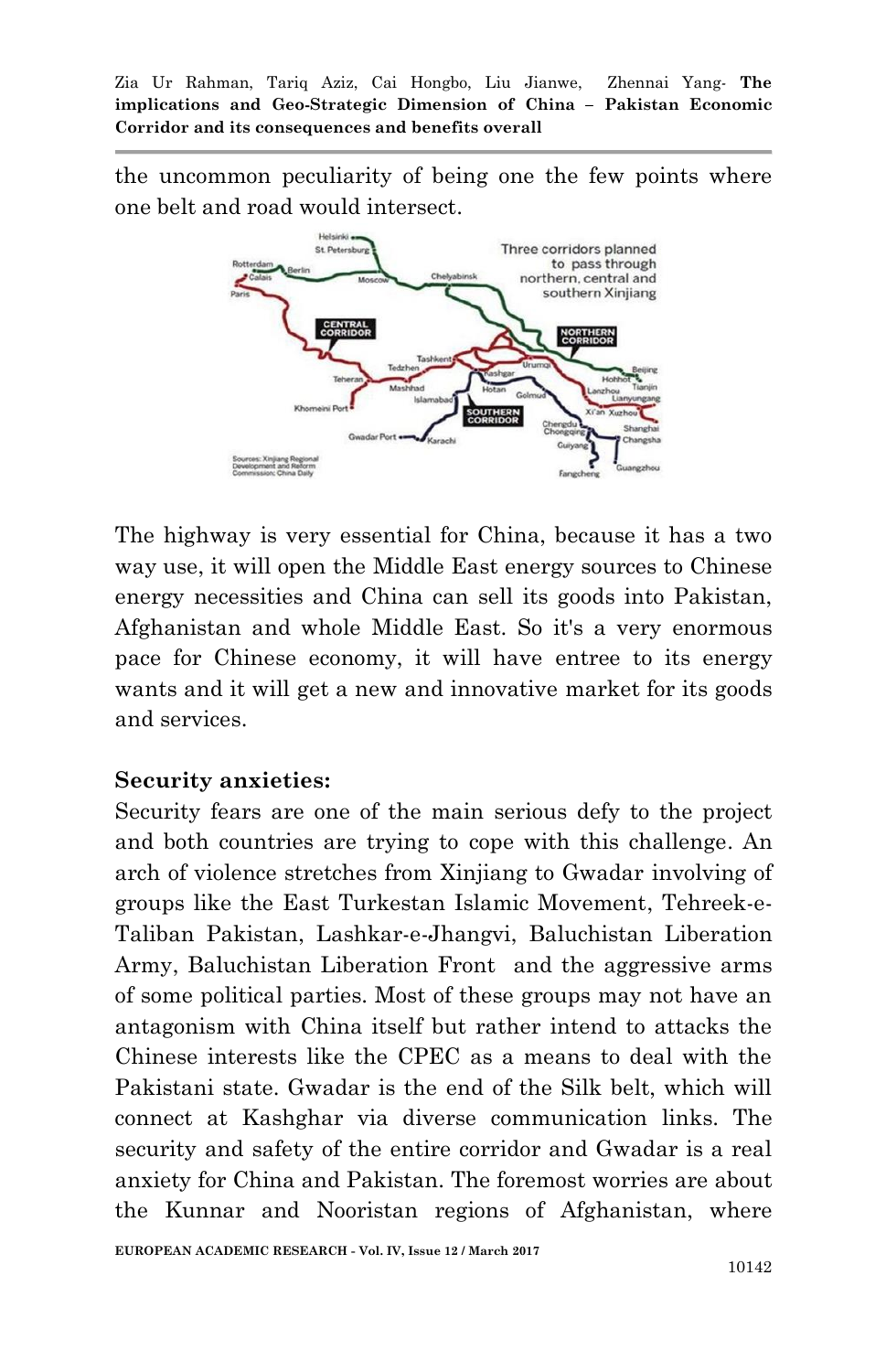the uncommon peculiarity of being one the few points where one belt and road would intersect.

Three corridors planned to pass through northern, central and southern Xinjiang

NORTHERN CORRIDOR

CENTRAL CORRIDOR

SOUTHERN CORRIDOR

Helsinki, St Petersburg, Rotterdam, Berlin, Calais, Paris, Moscow, Chelyabinsk, Tashkent, Tedzhen, Teheran, Mashhad, Khomeini Port, Islamabad, Gwadar Port, Karachi, Kashgar, Urumqi, Hotan, Golmud, Hohhot, Beijing, Tianjin, Lanzhou, Lianyungang, Xi'an, Xuzhou, Chengdu, Chongqing, Shanghai, Changsha, Guiyang, Fangcheng, Guangzhou

Sources: Xinjiang Regional Development and Reform Commission; China Daily

The highway is very essential for China, because it has a two way use, it will open the Middle East energy sources to Chinese energy necessities and China can sell its goods into Pakistan, Afghanistan and whole Middle East. So it's a very enormous pace for Chinese economy, it will have entree to its energy wants and it will get a new and innovative market for its goods and services.

**Security anxieties:**

Security fears are one of the main serious defy to the project and both countries are trying to cope with this challenge. An arch of violence stretches from Xinjiang to Gwadar involving of groups like the East Turkestan Islamic Movement, Tehreek-e-Taliban Pakistan, Lashkar-e-Jhangvi, Baluchistan Liberation Army, Baluchistan Liberation Front and the aggressive arms of some political parties. Most of these groups may not have an antagonism with China itself but rather intend to attacks the Chinese interests like the CPEC as a means to deal with the Pakistani state. Gwadar is the end of the Silk belt, which will connect at Kashghar via diverse communication links. The security and safety of the entire corridor and Gwadar is a real anxiety for China and Pakistan. The foremost worries are about the Kunnar and Nooristan regions of Afghanistan, where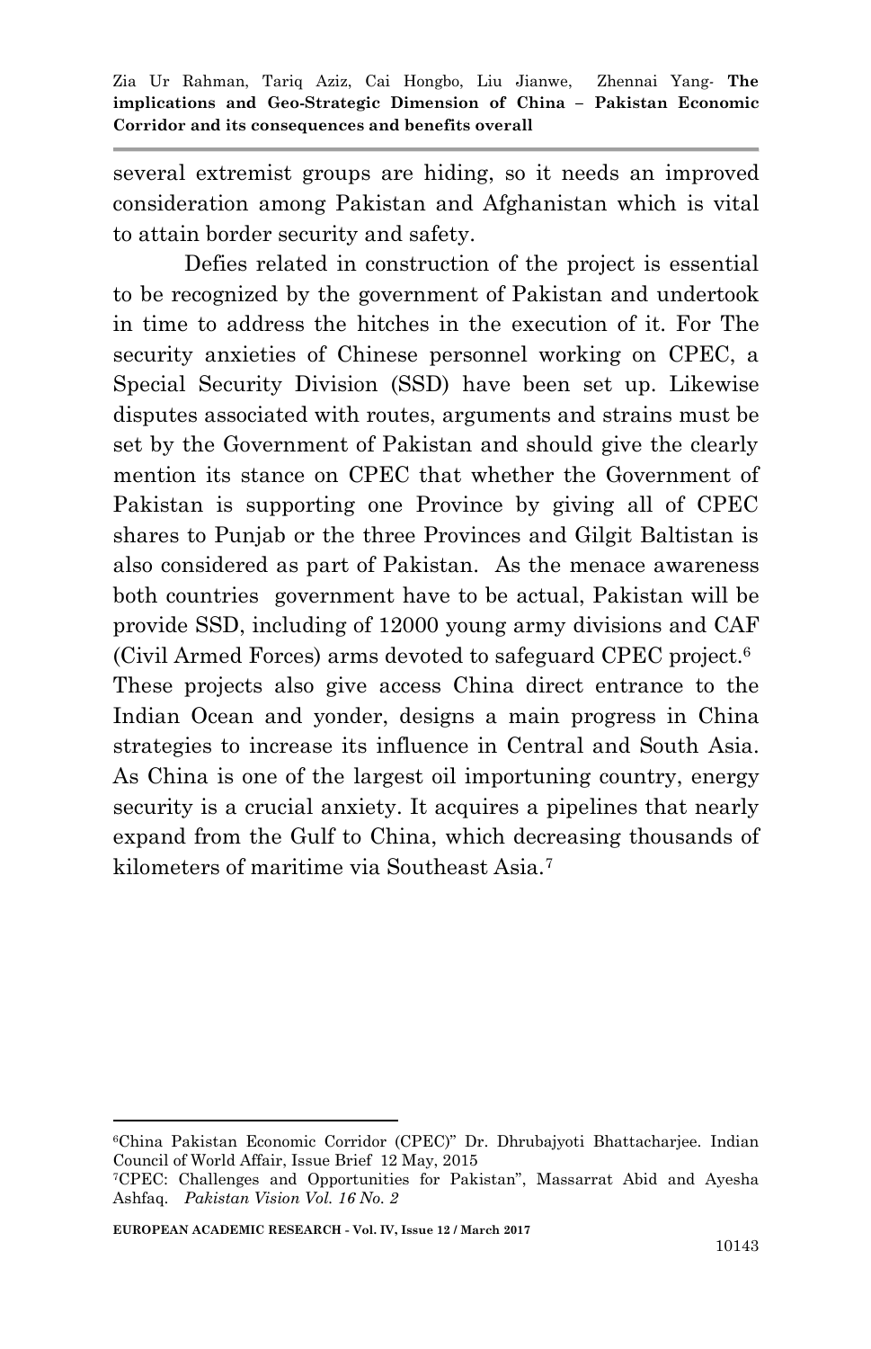several extremist groups are hiding, so it needs an improved consideration among Pakistan and Afghanistan which is vital to attain border security and safety.

Defies related in construction of the project is essential to be recognized by the government of Pakistan and undertook in time to address the hitches in the execution of it. For The security anxieties of Chinese personnel working on CPEC, a Special Security Division (SSD) have been set up. Likewise disputes associated with routes, arguments and strains must be set by the Government of Pakistan and should give the clearly mention its stance on CPEC that whether the Government of Pakistan is supporting one Province by giving all of CPEC shares to Punjab or the three Provinces and Gilgit Baltistan is also considered as part of Pakistan. As the menace awareness both countries government have to be actual, Pakistan will be provide SSD, including of 12000 young army divisions and CAF (Civil Armed Forces) arms devoted to safeguard CPEC project.[6] These projects also give access China direct entrance to the Indian Ocean and yonder, designs a main progress in China strategies to increase its influence in Central and South Asia. As China is one of the largest oil importuning country, energy security is a crucial anxiety. It acquires a pipelines that nearly expand from the Gulf to China, which decreasing thousands of kilometers of maritime via Southeast Asia.[7]

---

[6] China Pakistan Economic Corridor (CPEC)" Dr. Dhrubajyoti Bhattacharjee. Indian Council of World Affair, Issue Brief 12 May, 2015

[7] CPEC: Challenges and Opportunities for Pakistan", Massarrat Abid and Ayesha Ashfaq. *Pakistan Vision Vol. 16 No. 2*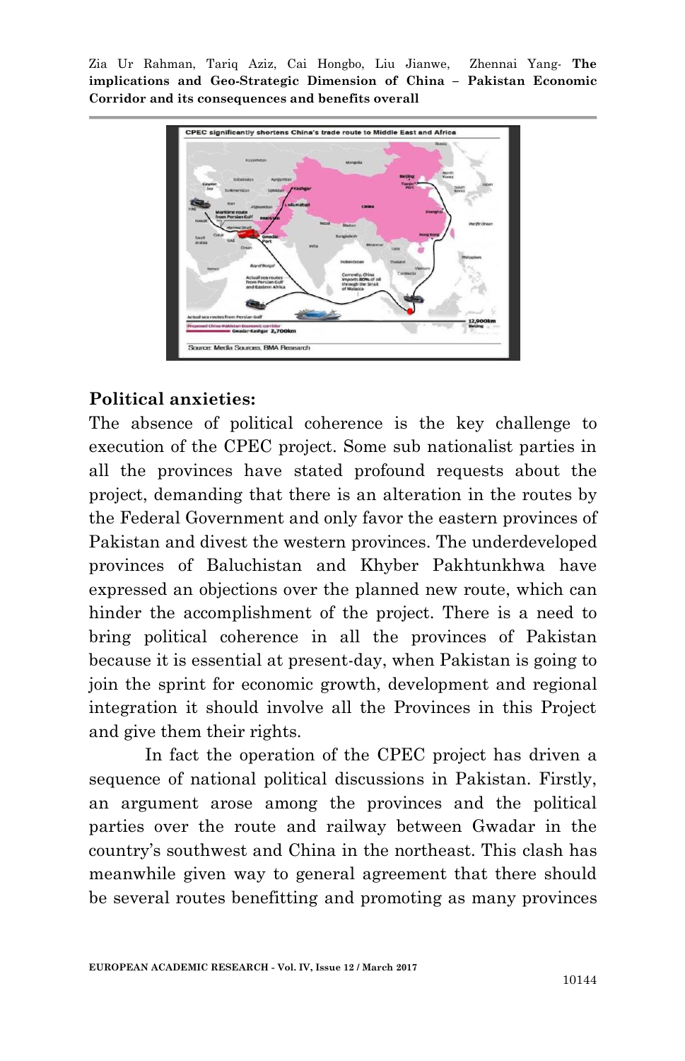CPEC significantly shortens China's trade route to Middle East and Africa

Actual sea routes from Persian Gulf

Proposed China-Pakistan Economic corridor

Gwadar-Kashgar 2,700km

12,900km Beijing

Source: Media Sources, BMA Research

## Political anxieties:

The absence of political coherence is the key challenge to execution of the CPEC project. Some sub nationalist parties in all the provinces have stated profound requests about the project, demanding that there is an alteration in the routes by the Federal Government and only favor the eastern provinces of Pakistan and divest the western provinces. The underdeveloped provinces of Baluchistan and Khyber Pakhtunkhwa have expressed an objections over the planned new route, which can hinder the accomplishment of the project. There is a need to bring political coherence in all the provinces of Pakistan because it is essential at present-day, when Pakistan is going to join the sprint for economic growth, development and regional integration it should involve all the Provinces in this Project and give them their rights.

In fact the operation of the CPEC project has driven a sequence of national political discussions in Pakistan. Firstly, an argument arose among the provinces and the political parties over the route and railway between Gwadar in the country's southwest and China in the northeast. This clash has meanwhile given way to general agreement that there should be several routes benefitting and promoting as many provinces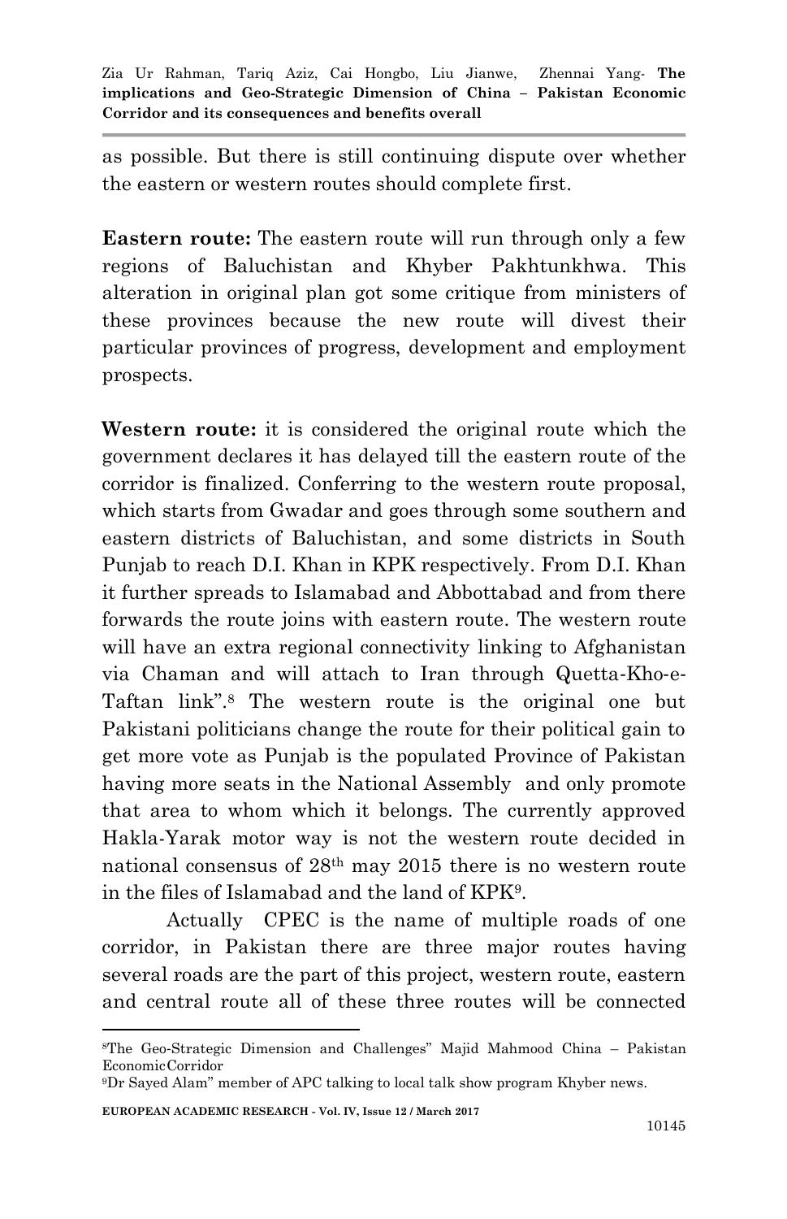as possible. But there is still continuing dispute over whether the eastern or western routes should complete first.

**Eastern route:** The eastern route will run through only a few regions of Baluchistan and Khyber Pakhtunkhwa. This alteration in original plan got some critique from ministers of these provinces because the new route will divest their particular provinces of progress, development and employment prospects.

**Western route:** it is considered the original route which the government declares it has delayed till the eastern route of the corridor is finalized. Conferring to the western route proposal, which starts from Gwadar and goes through some southern and eastern districts of Baluchistan, and some districts in South Punjab to reach D.I. Khan in KPK respectively. From D.I. Khan it further spreads to Islamabad and Abbottabad and from there forwards the route joins with eastern route. The western route will have an extra regional connectivity linking to Afghanistan via Chaman and will attach to Iran through Quetta-Kho-e-Taftan link".[8] The western route is the original one but Pakistani politicians change the route for their political gain to get more vote as Punjab is the populated Province of Pakistan having more seats in the National Assembly and only promote that area to whom which it belongs. The currently approved Hakla-Yarak motor way is not the western route decided in national consensus of 28th may 2015 there is no western route in the files of Islamabad and the land of KPK[9].

Actually CPEC is the name of multiple roads of one corridor, in Pakistan there are three major routes having several roads are the part of this project, western route, eastern and central route all of these three routes will be connected

[8]The Geo-Strategic Dimension and Challenges" Majid Mahmood China – Pakistan Economic Corridor

[9]Dr Sayed Alam" member of APC talking to local talk show program Khyber news.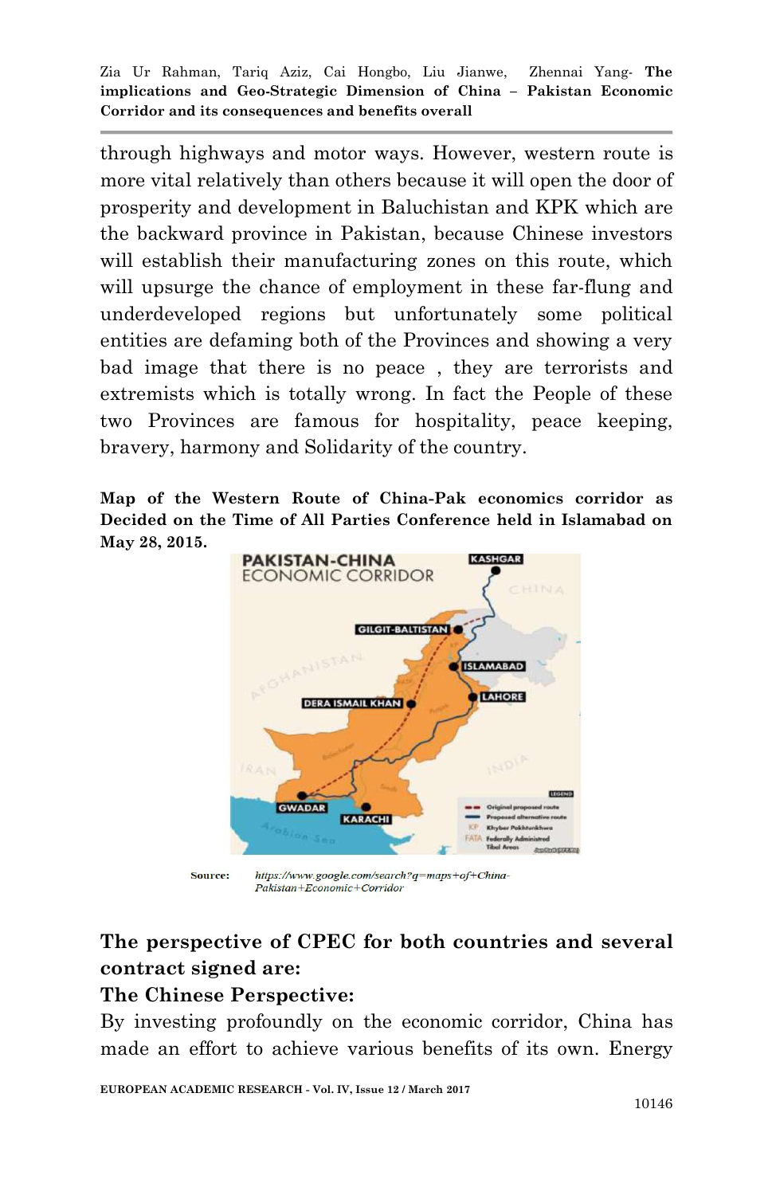through highways and motor ways. However, western route is more vital relatively than others because it will open the door of prosperity and development in Baluchistan and KPK which are the backward province in Pakistan, because Chinese investors will establish their manufacturing zones on this route, which will upsurge the chance of employment in these far-flung and underdeveloped regions but unfortunately some political entities are defaming both of the Provinces and showing a very bad image that there is no peace , they are terrorists and extremists which is totally wrong. In fact the People of these two Provinces are famous for hospitality, peace keeping, bravery, harmony and Solidarity of the country.

**Map of the Western Route of China-Pak economics corridor as Decided on the Time of All Parties Conference held in Islamabad on May 28, 2015.**

PAKISTAN-CHINA ECONOMIC CORRIDOR

KASHGAR
CHINA
GILGIT-BALTISTAN
AFGHANISTAN
ISLAMABAD
LAHORE
DERA ISMAIL KHAN
IRAN
INDIA
GWADAR
KARACHI
Arabian Sea

LEGEND
Original proposed route
Proposed alternative route
KP Khyber Pakhtunkhwa
FATA Federally Administered Tribal Areas

**Source:** *https://www.google.com/search?q=maps+of+China-Pakistan+Economic+Corridor*

## The perspective of CPEC for both countries and several contract signed are:

### The Chinese Perspective:

By investing profoundly on the economic corridor, China has made an effort to achieve various benefits of its own. Energy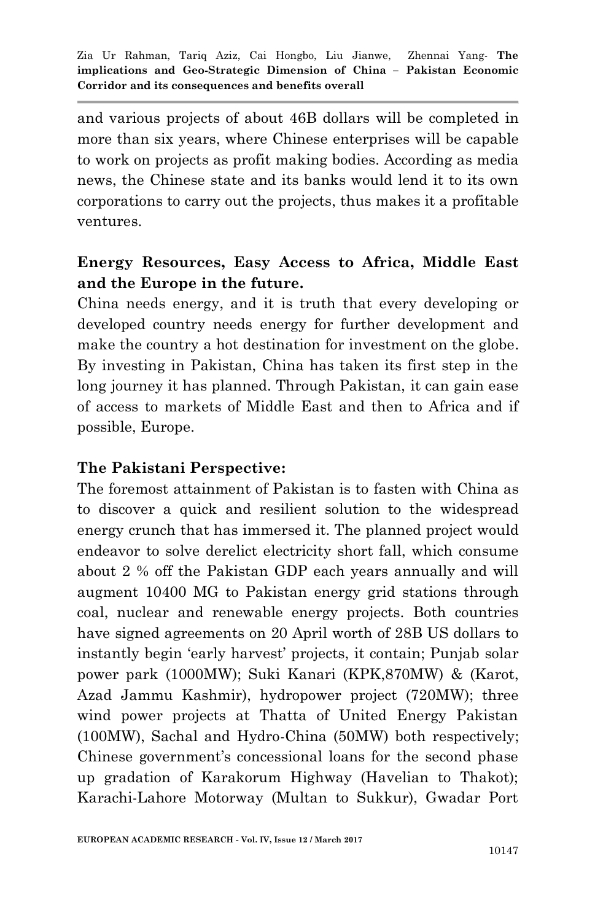and various projects of about 46B dollars will be completed in more than six years, where Chinese enterprises will be capable to work on projects as profit making bodies. According as media news, the Chinese state and its banks would lend it to its own corporations to carry out the projects, thus makes it a profitable ventures.

**Energy Resources, Easy Access to Africa, Middle East and the Europe in the future.**

China needs energy, and it is truth that every developing or developed country needs energy for further development and make the country a hot destination for investment on the globe. By investing in Pakistan, China has taken its first step in the long journey it has planned. Through Pakistan, it can gain ease of access to markets of Middle East and then to Africa and if possible, Europe.

**The Pakistani Perspective:**

The foremost attainment of Pakistan is to fasten with China as to discover a quick and resilient solution to the widespread energy crunch that has immersed it. The planned project would endeavor to solve derelict electricity short fall, which consume about 2 % off the Pakistan GDP each years annually and will augment 10400 MG to Pakistan energy grid stations through coal, nuclear and renewable energy projects. Both countries have signed agreements on 20 April worth of 28B US dollars to instantly begin 'early harvest' projects, it contain; Punjab solar power park (1000MW); Suki Kanari (KPK,870MW) & (Karot, Azad Jammu Kashmir), hydropower project (720MW); three wind power projects at Thatta of United Energy Pakistan (100MW), Sachal and Hydro-China (50MW) both respectively; Chinese government's concessional loans for the second phase up gradation of Karakorum Highway (Havelian to Thakot); Karachi-Lahore Motorway (Multan to Sukkur), Gwadar Port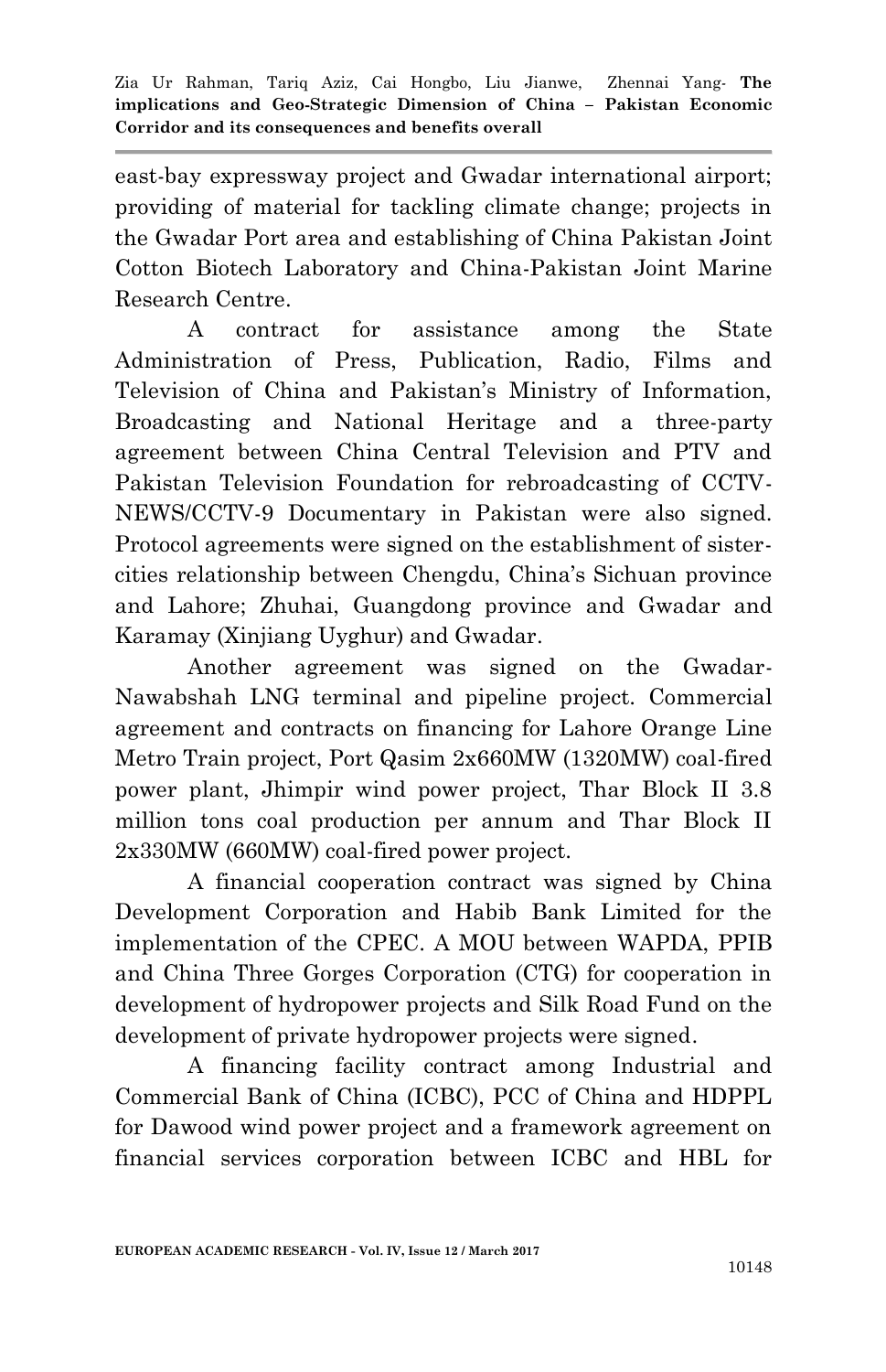east-bay expressway project and Gwadar international airport; providing of material for tackling climate change; projects in the Gwadar Port area and establishing of China Pakistan Joint Cotton Biotech Laboratory and China-Pakistan Joint Marine Research Centre.

A contract for assistance among the State Administration of Press, Publication, Radio, Films and Television of China and Pakistan's Ministry of Information, Broadcasting and National Heritage and a three-party agreement between China Central Television and PTV and Pakistan Television Foundation for rebroadcasting of CCTV-NEWS/CCTV-9 Documentary in Pakistan were also signed. Protocol agreements were signed on the establishment of sister-cities relationship between Chengdu, China's Sichuan province and Lahore; Zhuhai, Guangdong province and Gwadar and Karamay (Xinjiang Uyghur) and Gwadar.

Another agreement was signed on the Gwadar-Nawabshah LNG terminal and pipeline project. Commercial agreement and contracts on financing for Lahore Orange Line Metro Train project, Port Qasim 2x660MW (1320MW) coal-fired power plant, Jhimpir wind power project, Thar Block II 3.8 million tons coal production per annum and Thar Block II 2x330MW (660MW) coal-fired power project.

A financial cooperation contract was signed by China Development Corporation and Habib Bank Limited for the implementation of the CPEC. A MOU between WAPDA, PPIB and China Three Gorges Corporation (CTG) for cooperation in development of hydropower projects and Silk Road Fund on the development of private hydropower projects were signed.

A financing facility contract among Industrial and Commercial Bank of China (ICBC), PCC of China and HDPPL for Dawood wind power project and a framework agreement on financial services corporation between ICBC and HBL for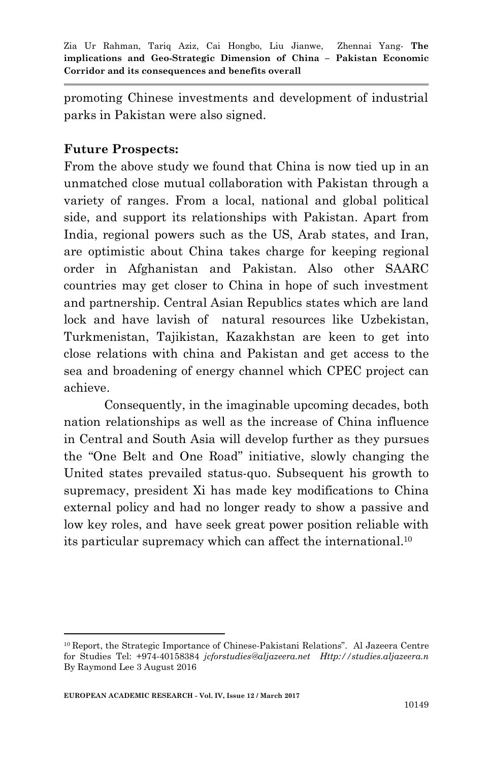promoting Chinese investments and development of industrial parks in Pakistan were also signed.

**Future Prospects:**

From the above study we found that China is now tied up in an unmatched close mutual collaboration with Pakistan through a variety of ranges. From a local, national and global political side, and support its relationships with Pakistan. Apart from India, regional powers such as the US, Arab states, and Iran, are optimistic about China takes charge for keeping regional order in Afghanistan and Pakistan. Also other SAARC countries may get closer to China in hope of such investment and partnership. Central Asian Republics states which are land lock and have lavish of natural resources like Uzbekistan, Turkmenistan, Tajikistan, Kazakhstan are keen to get into close relations with china and Pakistan and get access to the sea and broadening of energy channel which CPEC project can achieve.

Consequently, in the imaginable upcoming decades, both nation relationships as well as the increase of China influence in Central and South Asia will develop further as they pursues the "One Belt and One Road" initiative, slowly changing the United states prevailed status-quo. Subsequent his growth to supremacy, president Xi has made key modifications to China external policy and had no longer ready to show a passive and low key roles, and have seek great power position reliable with its particular supremacy which can affect the international.[10]

[10] Report, the Strategic Importance of Chinese-Pakistani Relations". Al Jazeera Centre for Studies Tel: +974-40158384 *jcforstudies@aljazeera.net Http://studies.aljazeera.n* By Raymond Lee 3 August 2016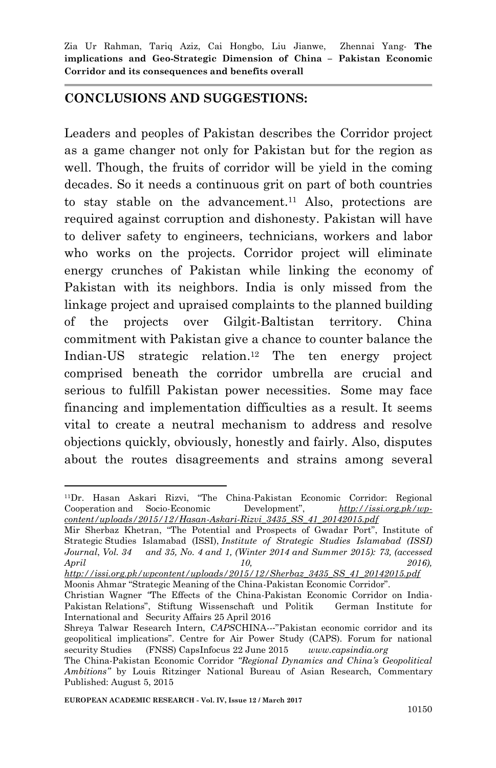## CONCLUSIONS AND SUGGESTIONS:

Leaders and peoples of Pakistan describes the Corridor project as a game changer not only for Pakistan but for the region as well. Though, the fruits of corridor will be yield in the coming decades. So it needs a continuous grit on part of both countries to stay stable on the advancement.[11] Also, protections are required against corruption and dishonesty. Pakistan will have to deliver safety to engineers, technicians, workers and labor who works on the projects. Corridor project will eliminate energy crunches of Pakistan while linking the economy of Pakistan with its neighbors. India is only missed from the linkage project and upraised complaints to the planned building of the projects over Gilgit-Baltistan territory. China commitment with Pakistan give a chance to counter balance the Indian-US strategic relation.[12] The ten energy project comprised beneath the corridor umbrella are crucial and serious to fulfill Pakistan power necessities. Some may face financing and implementation difficulties as a result. It seems vital to create a neutral mechanism to address and resolve objections quickly, obviously, honestly and fairly. Also, disputes about the routes disagreements and strains among several

---

[11]Dr. Hasan Askari Rizvi, "The China-Pakistan Economic Corridor: Regional Cooperation and Socio-Economic Development", *http://issi.org.pk/wp-content/uploads/2015/12/Hasan-Askari-Rizvi_3435_SS_41_20142015.pdf*

Mir Sherbaz Khetran, "The Potential and Prospects of Gwadar Port", Institute of Strategic Studies Islamabad (ISSI), *Institute of Strategic Studies Islamabad (ISSI) Journal*, *Vol. 34 and 35, No. 4 and 1, (Winter 2014 and Summer 2015): 73, (accessed April 10, 2016), http://issi.org.pk/wpcontent/uploads/2015/12/Sherbaz_3435_SS_41_20142015.pdf*

Moonis Ahmar "Strategic Meaning of the China-Pakistan Economic Corridor".

Christian Wagner "The Effects of the China-Pakistan Economic Corridor on India-Pakistan Relations", Stiftung Wissenschaft und Politik German Institute for International and Security Affairs 25 April 2016

Shreya Talwar Research Intern, *CAPS*CHINA---"Pakistan economic corridor and its geopolitical implications". Centre for Air Power Study (CAPS). Forum for national security Studies (FNSS) CapsInfocus 22 June 2015 *www.capsindia.org*

The China-Pakistan Economic Corridor *"Regional Dynamics and China's Geopolitical Ambitions"* by Louis Ritzinger National Bureau of Asian Research, Commentary Published: August 5, 2015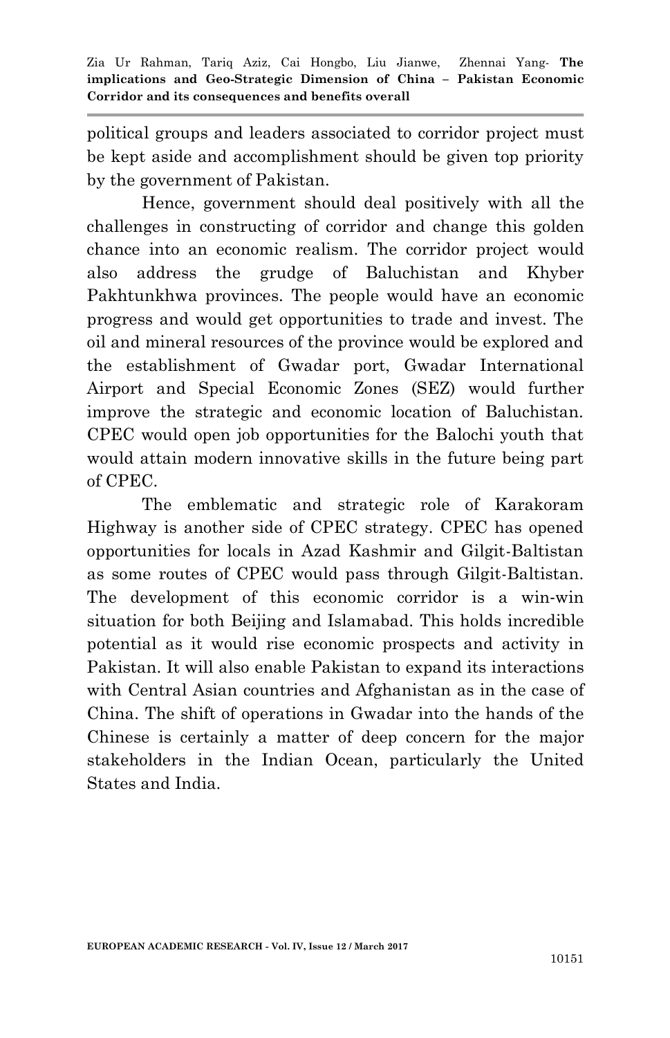political groups and leaders associated to corridor project must be kept aside and accomplishment should be given top priority by the government of Pakistan.

Hence, government should deal positively with all the challenges in constructing of corridor and change this golden chance into an economic realism. The corridor project would also address the grudge of Baluchistan and Khyber Pakhtunkhwa provinces. The people would have an economic progress and would get opportunities to trade and invest. The oil and mineral resources of the province would be explored and the establishment of Gwadar port, Gwadar International Airport and Special Economic Zones (SEZ) would further improve the strategic and economic location of Baluchistan. CPEC would open job opportunities for the Balochi youth that would attain modern innovative skills in the future being part of CPEC.

The emblematic and strategic role of Karakoram Highway is another side of CPEC strategy. CPEC has opened opportunities for locals in Azad Kashmir and Gilgit-Baltistan as some routes of CPEC would pass through Gilgit-Baltistan. The development of this economic corridor is a win-win situation for both Beijing and Islamabad. This holds incredible potential as it would rise economic prospects and activity in Pakistan. It will also enable Pakistan to expand its interactions with Central Asian countries and Afghanistan as in the case of China. The shift of operations in Gwadar into the hands of the Chinese is certainly a matter of deep concern for the major stakeholders in the Indian Ocean, particularly the United States and India.